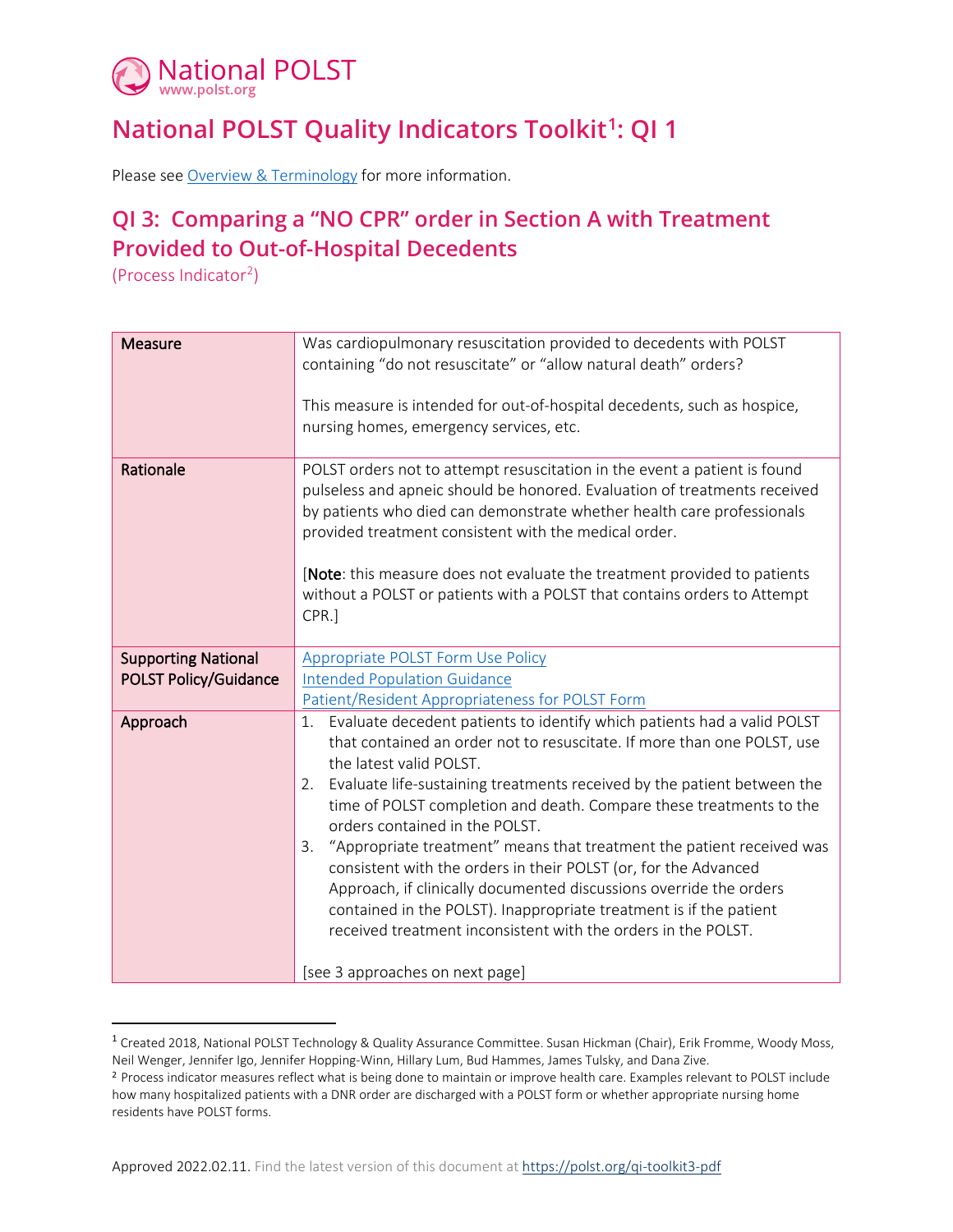# National POLST

www.polst.org

## National POLST Quality Indicators Toolkit[1]: QI 1

Please see Overview & Terminology for more information.

## QI 3: Comparing a "NO CPR" order in Section A with Treatment Provided to Out-of-Hospital Decedents

(Process Indicator[2])

| Measure | Was cardiopulmonary resuscitation provided to decedents with POLST containing "do not resuscitate" or "allow natural death" orders?<br><br>This measure is intended for out-of-hospital decedents, such as hospice, nursing homes, emergency services, etc. |
|---|---|
| Rationale | POLST orders not to attempt resuscitation in the event a patient is found pulseless and apneic should be honored. Evaluation of treatments received by patients who died can demonstrate whether health care professionals provided treatment consistent with the medical order.<br><br>[**Note**: this measure does not evaluate the treatment provided to patients without a POLST or patients with a POLST that contains orders to Attempt CPR.] |
| Supporting National POLST Policy/Guidance | Appropriate POLST Form Use Policy<br>Intended Population Guidance<br>Patient/Resident Appropriateness for POLST Form |
| Approach | 1. Evaluate decedent patients to identify which patients had a valid POLST that contained an order not to resuscitate. If more than one POLST, use the latest valid POLST.<br>2. Evaluate life-sustaining treatments received by the patient between the time of POLST completion and death. Compare these treatments to the orders contained in the POLST.<br>3. "Appropriate treatment" means that treatment the patient received was consistent with the orders in their POLST (or, for the Advanced Approach, if clinically documented discussions override the orders contained in the POLST). Inappropriate treatment is if the patient received treatment inconsistent with the orders in the POLST.<br><br>[see 3 approaches on next page] |

[1] Created 2018, National POLST Technology & Quality Assurance Committee. Susan Hickman (Chair), Erik Fromme, Woody Moss, Neil Wenger, Jennifer Igo, Jennifer Hopping-Winn, Hillary Lum, Bud Hammes, James Tulsky, and Dana Zive.

[2] Process indicator measures reflect what is being done to maintain or improve health care. Examples relevant to POLST include how many hospitalized patients with a DNR order are discharged with a POLST form or whether appropriate nursing home residents have POLST forms.

Approved 2022.02.11. Find the latest version of this document at https://polst.org/qi-toolkit3-pdf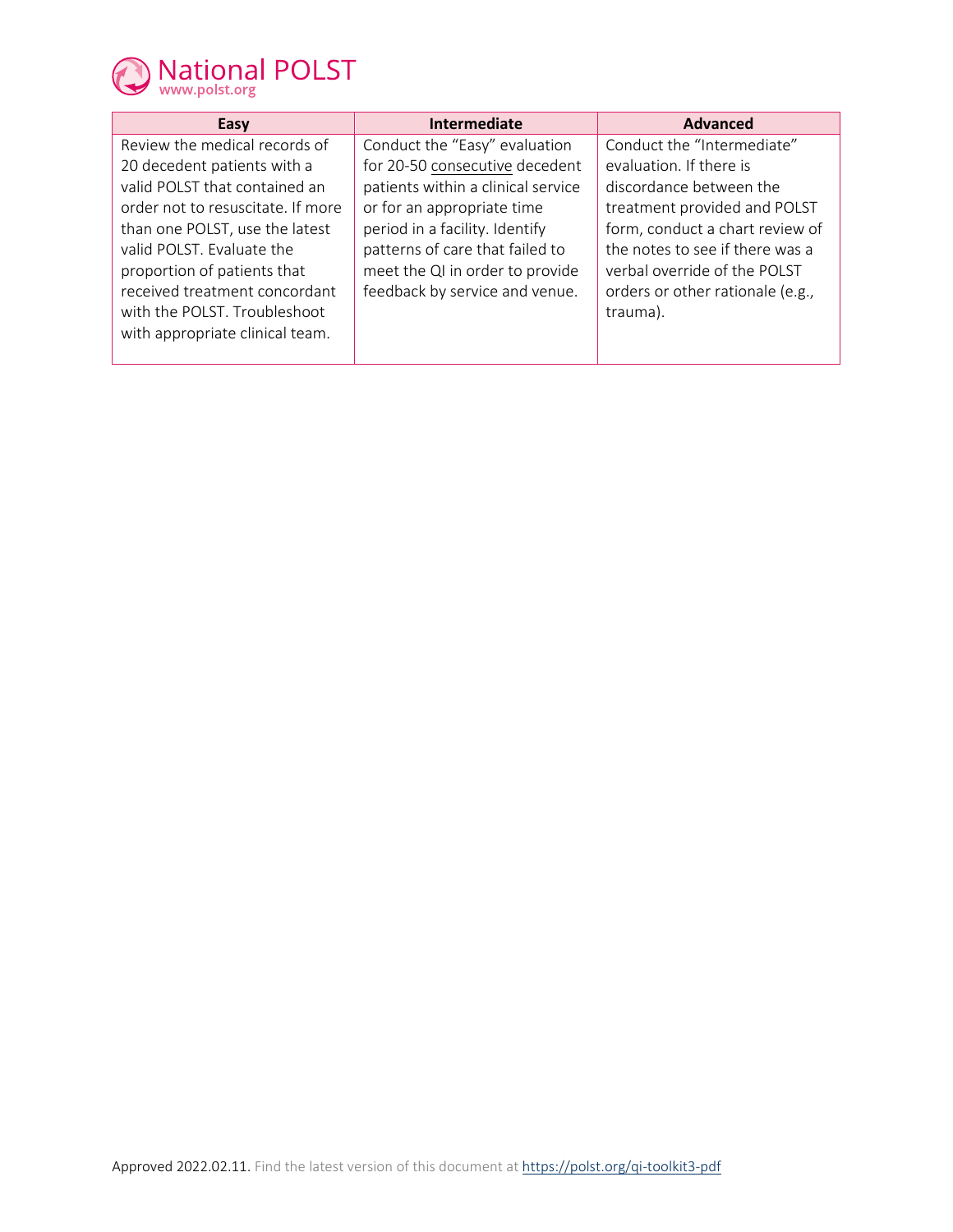| Easy | Intermediate | Advanced |
|---|---|---|
| Review the medical records of 20 decedent patients with a valid POLST that contained an order not to resuscitate. If more than one POLST, use the latest valid POLST. Evaluate the proportion of patients that received treatment concordant with the POLST. Troubleshoot with appropriate clinical team. | Conduct the "Easy" evaluation for 20-50 <u>consecutive</u> decedent patients within a clinical service or for an appropriate time period in a facility. Identify patterns of care that failed to meet the QI in order to provide feedback by service and venue. | Conduct the "Intermediate" evaluation. If there is discordance between the treatment provided and POLST form, conduct a chart review of the notes to see if there was a verbal override of the POLST orders or other rationale (e.g., trauma). |

Approved 2022.02.11. Find the latest version of this document at https://polst.org/qi-toolkit3-pdf